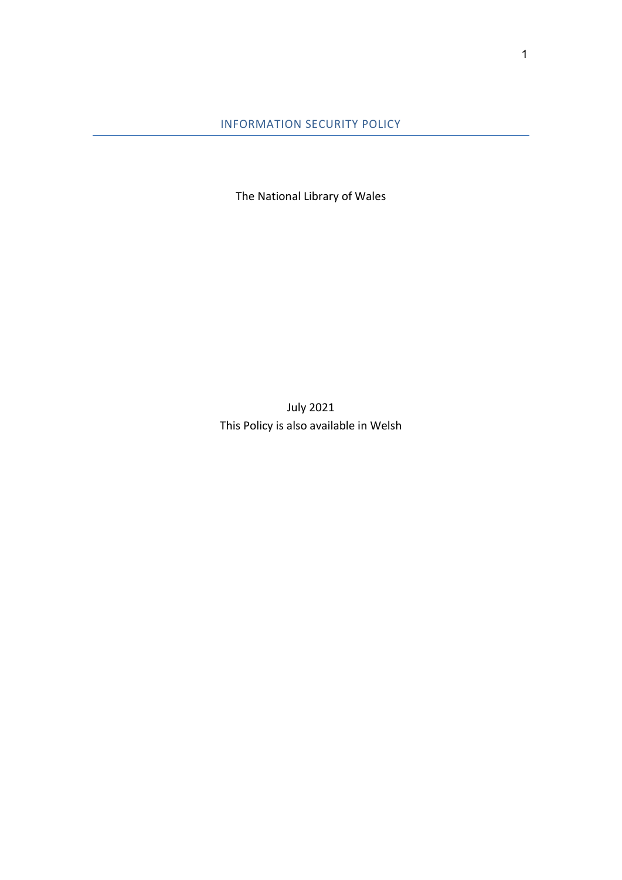# INFORMATION SECURITY POLICY

The National Library of Wales

July 2021

This Policy is also available in Welsh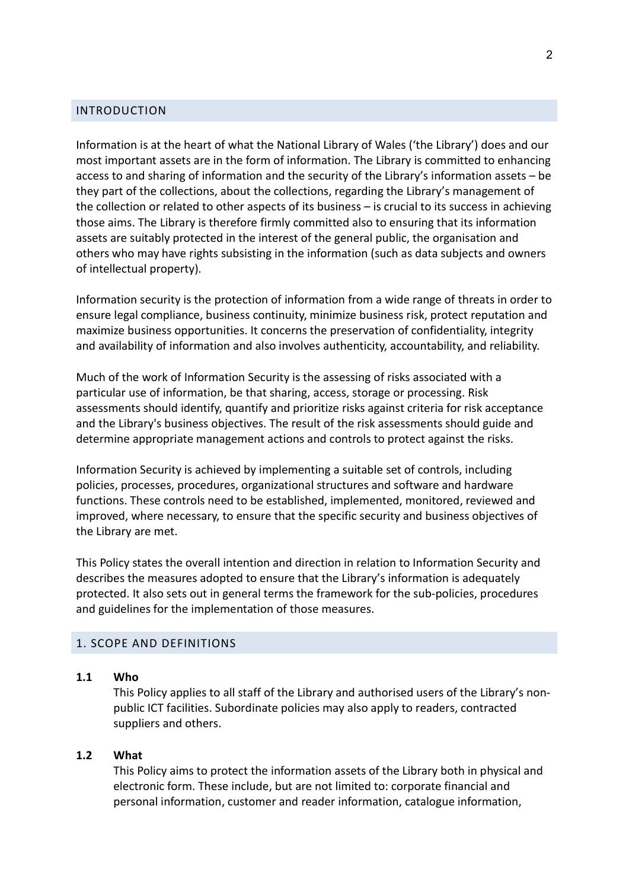## INTRODUCTION

Information is at the heart of what the National Library of Wales ('the Library') does and our most important assets are in the form of information. The Library is committed to enhancing access to and sharing of information and the security of the Library's information assets – be they part of the collections, about the collections, regarding the Library's management of the collection or related to other aspects of its business – is crucial to its success in achieving those aims. The Library is therefore firmly committed also to ensuring that its information assets are suitably protected in the interest of the general public, the organisation and others who may have rights subsisting in the information (such as data subjects and owners of intellectual property).

Information security is the protection of information from a wide range of threats in order to ensure legal compliance, business continuity, minimize business risk, protect reputation and maximize business opportunities. It concerns the preservation of confidentiality, integrity and availability of information and also involves authenticity, accountability, and reliability.

Much of the work of Information Security is the assessing of risks associated with a particular use of information, be that sharing, access, storage or processing. Risk assessments should identify, quantify and prioritize risks against criteria for risk acceptance and the Library's business objectives. The result of the risk assessments should guide and determine appropriate management actions and controls to protect against the risks.

Information Security is achieved by implementing a suitable set of controls, including policies, processes, procedures, organizational structures and software and hardware functions. These controls need to be established, implemented, monitored, reviewed and improved, where necessary, to ensure that the specific security and business objectives of the Library are met.

This Policy states the overall intention and direction in relation to Information Security and describes the measures adopted to ensure that the Library's information is adequately protected. It also sets out in general terms the framework for the sub-policies, procedures and guidelines for the implementation of those measures.

## 1. SCOPE AND DEFINITIONS

### 1.1 Who

This Policy applies to all staff of the Library and authorised users of the Library's non-public ICT facilities. Subordinate policies may also apply to readers, contracted suppliers and others.

### 1.2 What

This Policy aims to protect the information assets of the Library both in physical and electronic form. These include, but are not limited to: corporate financial and personal information, customer and reader information, catalogue information,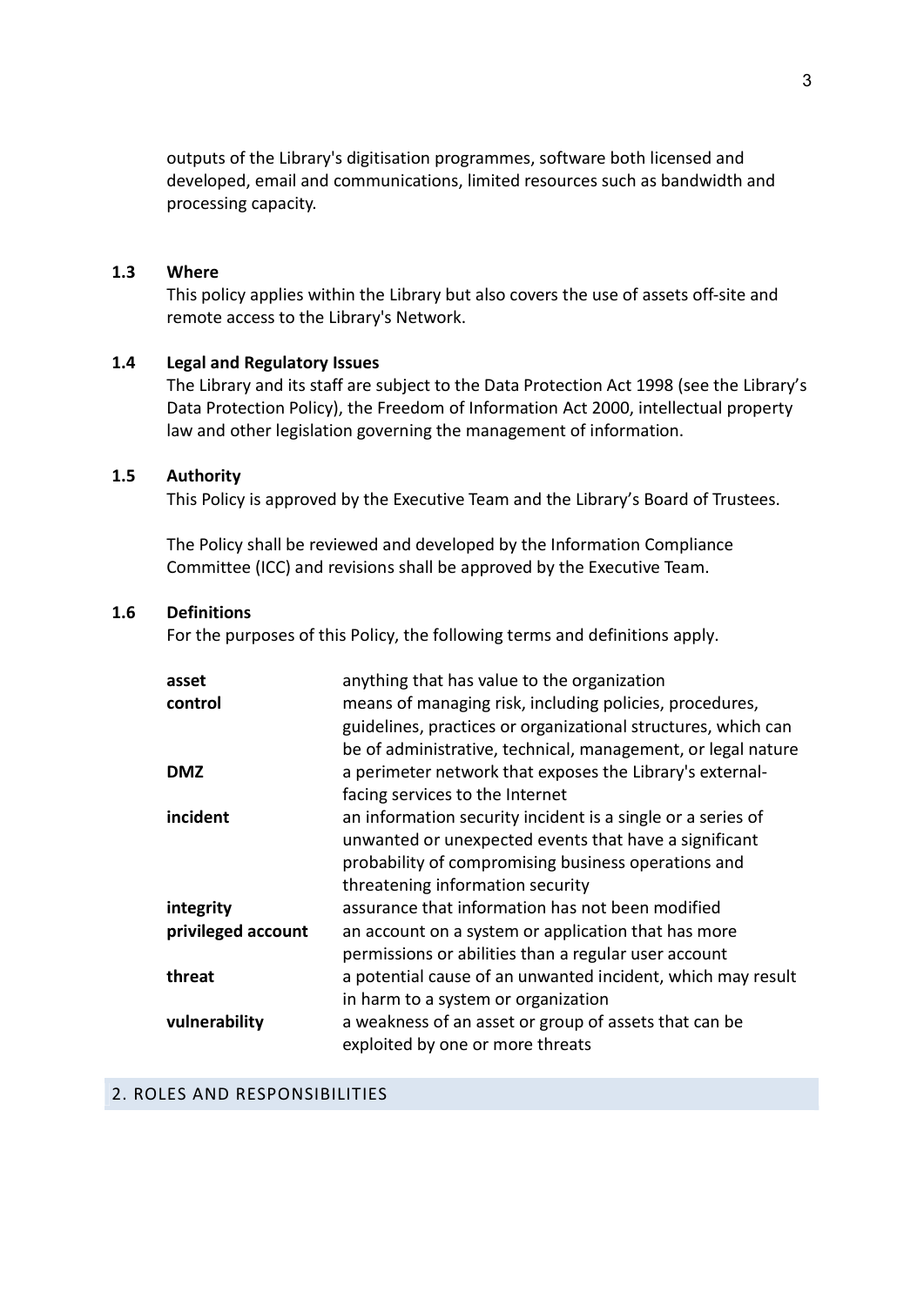outputs of the Library's digitisation programmes, software both licensed and developed, email and communications, limited resources such as bandwidth and processing capacity.

### 1.3 Where

This policy applies within the Library but also covers the use of assets off-site and remote access to the Library's Network.

### 1.4 Legal and Regulatory Issues

The Library and its staff are subject to the Data Protection Act 1998 (see the Library's Data Protection Policy), the Freedom of Information Act 2000, intellectual property law and other legislation governing the management of information.

### 1.5 Authority

This Policy is approved by the Executive Team and the Library's Board of Trustees.

The Policy shall be reviewed and developed by the Information Compliance Committee (ICC) and revisions shall be approved by the Executive Team.

### 1.6 Definitions

For the purposes of this Policy, the following terms and definitions apply.

| Term | Definition |
|---|---|
| **asset** | anything that has value to the organization |
| **control** | means of managing risk, including policies, procedures, guidelines, practices or organizational structures, which can be of administrative, technical, management, or legal nature |
| **DMZ** | a perimeter network that exposes the Library's external-facing services to the Internet |
| **incident** | an information security incident is a single or a series of unwanted or unexpected events that have a significant probability of compromising business operations and threatening information security |
| **integrity** | assurance that information has not been modified |
| **privileged account** | an account on a system or application that has more permissions or abilities than a regular user account |
| **threat** | a potential cause of an unwanted incident, which may result in harm to a system or organization |
| **vulnerability** | a weakness of an asset or group of assets that can be exploited by one or more threats |

## 2. ROLES AND RESPONSIBILITIES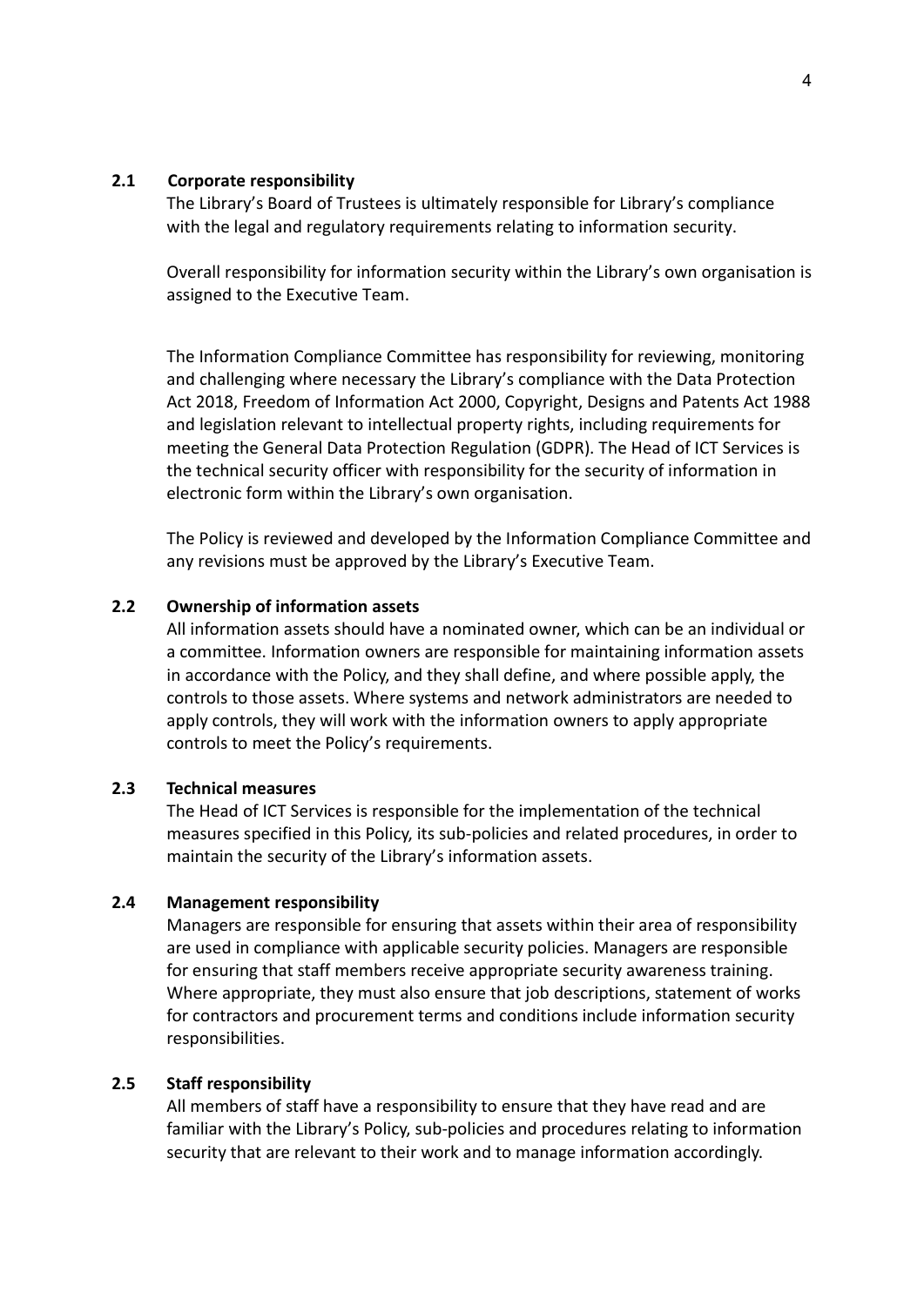### 2.1 Corporate responsibility

The Library's Board of Trustees is ultimately responsible for Library's compliance with the legal and regulatory requirements relating to information security.

Overall responsibility for information security within the Library's own organisation is assigned to the Executive Team.

The Information Compliance Committee has responsibility for reviewing, monitoring and challenging where necessary the Library's compliance with the Data Protection Act 2018, Freedom of Information Act 2000, Copyright, Designs and Patents Act 1988 and legislation relevant to intellectual property rights, including requirements for meeting the General Data Protection Regulation (GDPR). The Head of ICT Services is the technical security officer with responsibility for the security of information in electronic form within the Library's own organisation.

The Policy is reviewed and developed by the Information Compliance Committee and any revisions must be approved by the Library's Executive Team.

### 2.2 Ownership of information assets

All information assets should have a nominated owner, which can be an individual or a committee. Information owners are responsible for maintaining information assets in accordance with the Policy, and they shall define, and where possible apply, the controls to those assets. Where systems and network administrators are needed to apply controls, they will work with the information owners to apply appropriate controls to meet the Policy's requirements.

### 2.3 Technical measures

The Head of ICT Services is responsible for the implementation of the technical measures specified in this Policy, its sub-policies and related procedures, in order to maintain the security of the Library's information assets.

### 2.4 Management responsibility

Managers are responsible for ensuring that assets within their area of responsibility are used in compliance with applicable security policies. Managers are responsible for ensuring that staff members receive appropriate security awareness training. Where appropriate, they must also ensure that job descriptions, statement of works for contractors and procurement terms and conditions include information security responsibilities.

### 2.5 Staff responsibility

All members of staff have a responsibility to ensure that they have read and are familiar with the Library's Policy, sub-policies and procedures relating to information security that are relevant to their work and to manage information accordingly.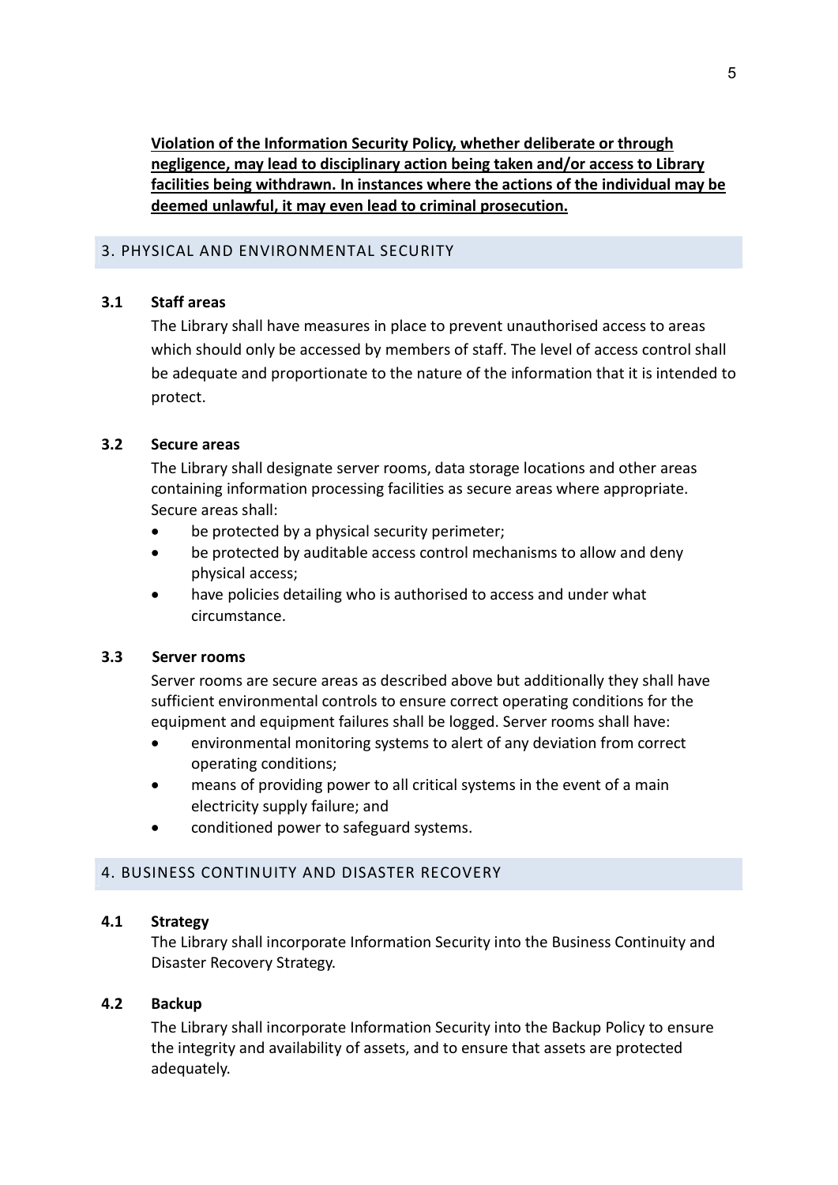**Violation of the Information Security Policy, whether deliberate or through negligence, may lead to disciplinary action being taken and/or access to Library facilities being withdrawn. In instances where the actions of the individual may be deemed unlawful, it may even lead to criminal prosecution.**

## 3. PHYSICAL AND ENVIRONMENTAL SECURITY

### 3.1 Staff areas

The Library shall have measures in place to prevent unauthorised access to areas which should only be accessed by members of staff. The level of access control shall be adequate and proportionate to the nature of the information that it is intended to protect.

### 3.2 Secure areas

The Library shall designate server rooms, data storage locations and other areas containing information processing facilities as secure areas where appropriate. Secure areas shall:

- be protected by a physical security perimeter;
- be protected by auditable access control mechanisms to allow and deny physical access;
- have policies detailing who is authorised to access and under what circumstance.

### 3.3 Server rooms

Server rooms are secure areas as described above but additionally they shall have sufficient environmental controls to ensure correct operating conditions for the equipment and equipment failures shall be logged. Server rooms shall have:

- environmental monitoring systems to alert of any deviation from correct operating conditions;
- means of providing power to all critical systems in the event of a main electricity supply failure; and
- conditioned power to safeguard systems.

## 4. BUSINESS CONTINUITY AND DISASTER RECOVERY

### 4.1 Strategy

The Library shall incorporate Information Security into the Business Continuity and Disaster Recovery Strategy.

### 4.2 Backup

The Library shall incorporate Information Security into the Backup Policy to ensure the integrity and availability of assets, and to ensure that assets are protected adequately.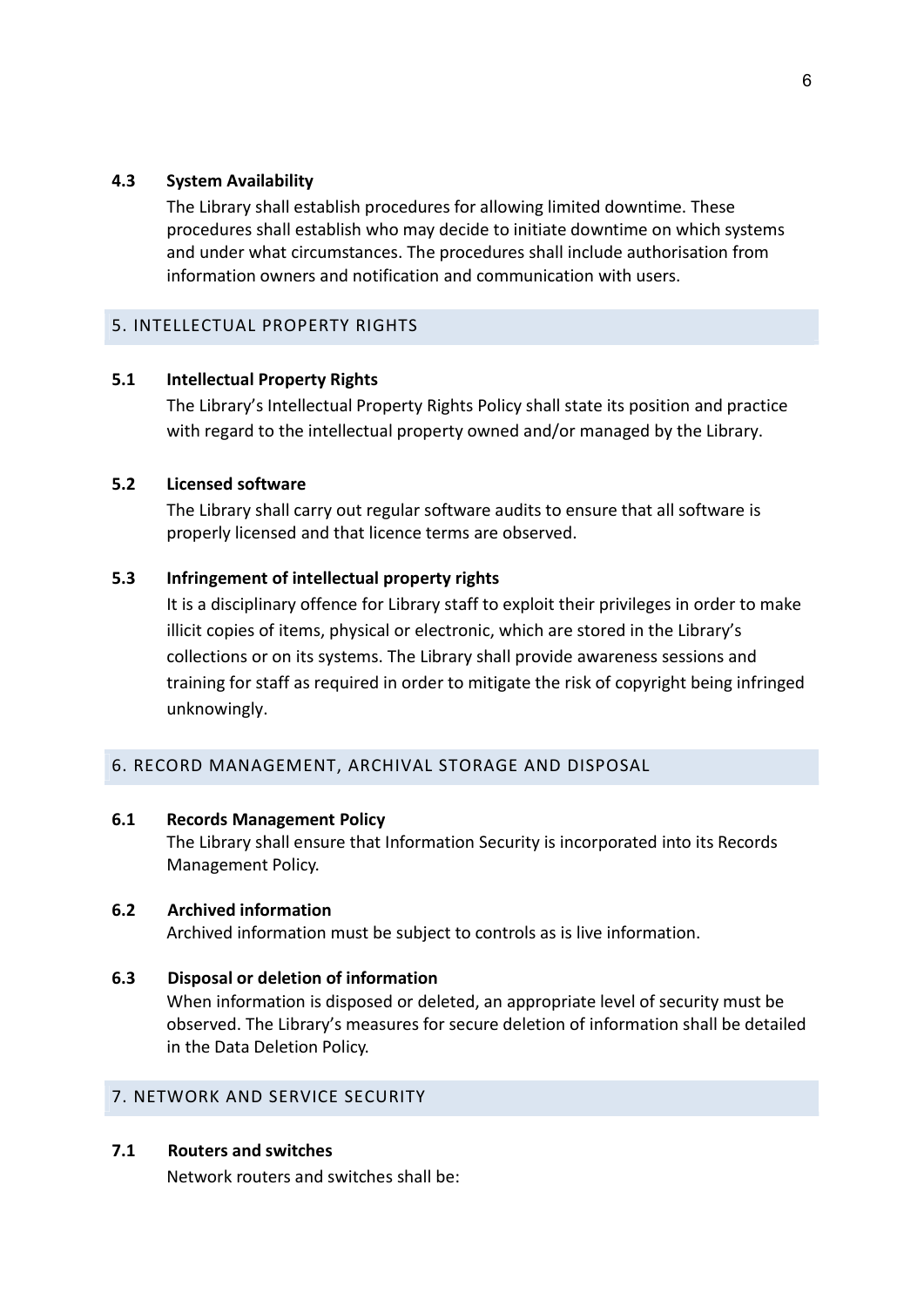### 4.3 System Availability

The Library shall establish procedures for allowing limited downtime. These procedures shall establish who may decide to initiate downtime on which systems and under what circumstances. The procedures shall include authorisation from information owners and notification and communication with users.

## 5. INTELLECTUAL PROPERTY RIGHTS

### 5.1 Intellectual Property Rights

The Library's Intellectual Property Rights Policy shall state its position and practice with regard to the intellectual property owned and/or managed by the Library.

### 5.2 Licensed software

The Library shall carry out regular software audits to ensure that all software is properly licensed and that licence terms are observed.

### 5.3 Infringement of intellectual property rights

It is a disciplinary offence for Library staff to exploit their privileges in order to make illicit copies of items, physical or electronic, which are stored in the Library's collections or on its systems. The Library shall provide awareness sessions and training for staff as required in order to mitigate the risk of copyright being infringed unknowingly.

## 6. RECORD MANAGEMENT, ARCHIVAL STORAGE AND DISPOSAL

### 6.1 Records Management Policy

The Library shall ensure that Information Security is incorporated into its Records Management Policy.

### 6.2 Archived information

Archived information must be subject to controls as is live information.

### 6.3 Disposal or deletion of information

When information is disposed or deleted, an appropriate level of security must be observed. The Library's measures for secure deletion of information shall be detailed in the Data Deletion Policy.

## 7. NETWORK AND SERVICE SECURITY

### 7.1 Routers and switches

Network routers and switches shall be: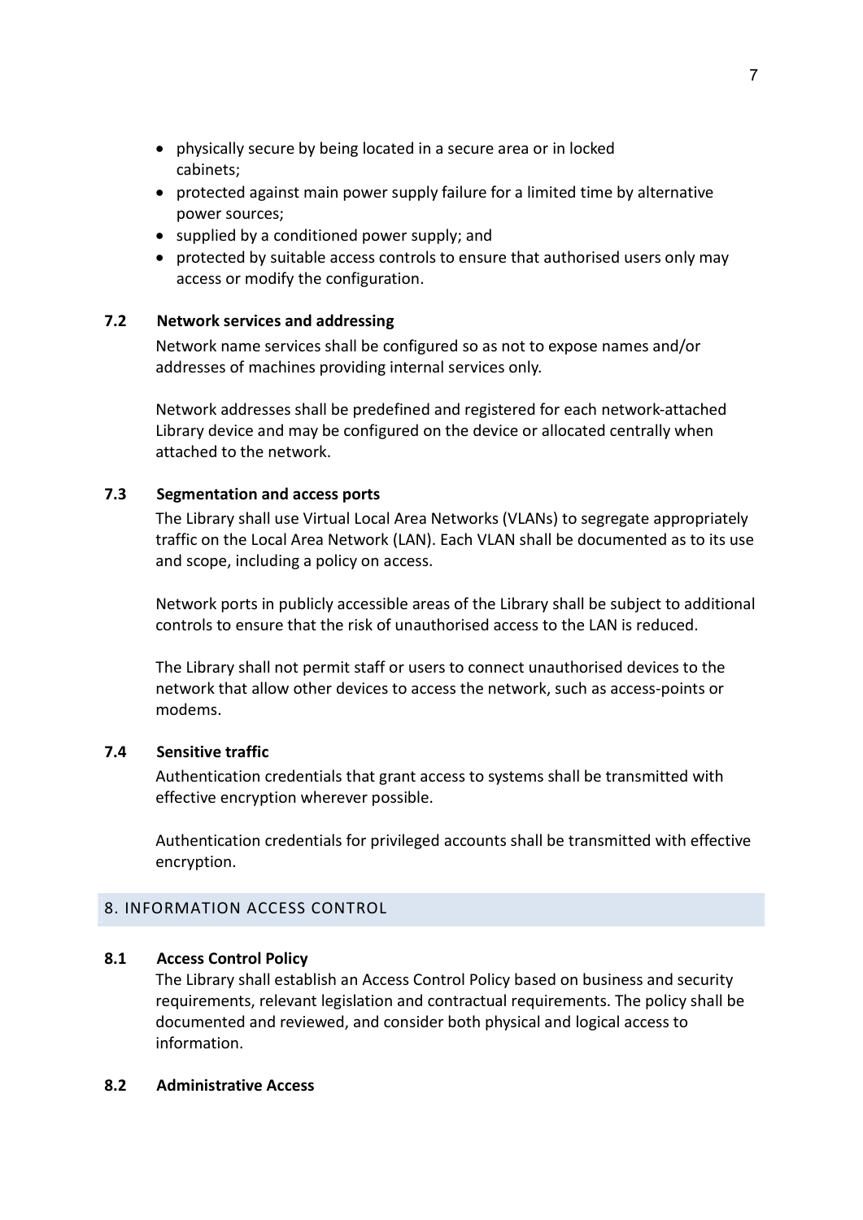- physically secure by being located in a secure area or in locked cabinets;
- protected against main power supply failure for a limited time by alternative power sources;
- supplied by a conditioned power supply; and
- protected by suitable access controls to ensure that authorised users only may access or modify the configuration.

### 7.2 Network services and addressing

Network name services shall be configured so as not to expose names and/or addresses of machines providing internal services only.

Network addresses shall be predefined and registered for each network-attached Library device and may be configured on the device or allocated centrally when attached to the network.

### 7.3 Segmentation and access ports

The Library shall use Virtual Local Area Networks (VLANs) to segregate appropriately traffic on the Local Area Network (LAN). Each VLAN shall be documented as to its use and scope, including a policy on access.

Network ports in publicly accessible areas of the Library shall be subject to additional controls to ensure that the risk of unauthorised access to the LAN is reduced.

The Library shall not permit staff or users to connect unauthorised devices to the network that allow other devices to access the network, such as access-points or modems.

### 7.4 Sensitive traffic

Authentication credentials that grant access to systems shall be transmitted with effective encryption wherever possible.

Authentication credentials for privileged accounts shall be transmitted with effective encryption.

## 8. INFORMATION ACCESS CONTROL

### 8.1 Access Control Policy

The Library shall establish an Access Control Policy based on business and security requirements, relevant legislation and contractual requirements. The policy shall be documented and reviewed, and consider both physical and logical access to information.

### 8.2 Administrative Access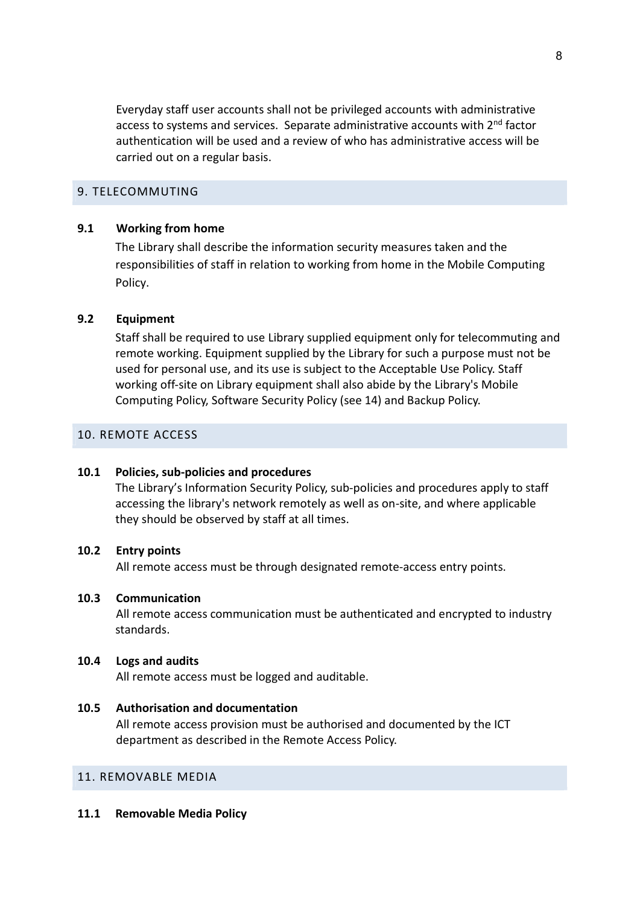Everyday staff user accounts shall not be privileged accounts with administrative access to systems and services. Separate administrative accounts with 2nd factor authentication will be used and a review of who has administrative access will be carried out on a regular basis.

## 9. TELECOMMUTING

**9.1 Working from home**

The Library shall describe the information security measures taken and the responsibilities of staff in relation to working from home in the Mobile Computing Policy.

**9.2 Equipment**

Staff shall be required to use Library supplied equipment only for telecommuting and remote working. Equipment supplied by the Library for such a purpose must not be used for personal use, and its use is subject to the Acceptable Use Policy. Staff working off-site on Library equipment shall also abide by the Library's Mobile Computing Policy, Software Security Policy (see 14) and Backup Policy.

## 10. REMOTE ACCESS

**10.1 Policies, sub-policies and procedures**

The Library's Information Security Policy, sub-policies and procedures apply to staff accessing the library's network remotely as well as on-site, and where applicable they should be observed by staff at all times.

**10.2 Entry points**

All remote access must be through designated remote-access entry points.

**10.3 Communication**

All remote access communication must be authenticated and encrypted to industry standards.

**10.4 Logs and audits**

All remote access must be logged and auditable.

**10.5 Authorisation and documentation**

All remote access provision must be authorised and documented by the ICT department as described in the Remote Access Policy.

## 11. REMOVABLE MEDIA

**11.1 Removable Media Policy**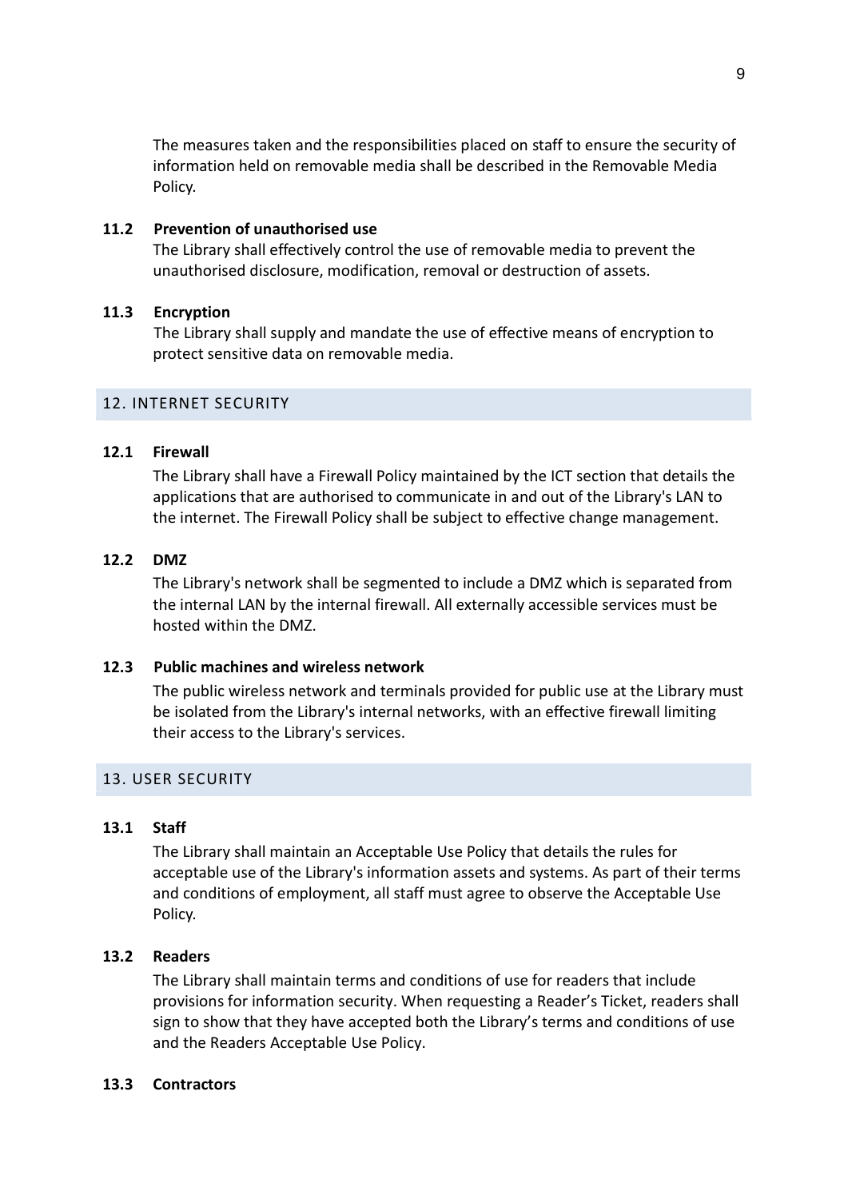The measures taken and the responsibilities placed on staff to ensure the security of information held on removable media shall be described in the Removable Media Policy.

**11.2 Prevention of unauthorised use**

The Library shall effectively control the use of removable media to prevent the unauthorised disclosure, modification, removal or destruction of assets.

**11.3 Encryption**

The Library shall supply and mandate the use of effective means of encryption to protect sensitive data on removable media.

## 12. INTERNET SECURITY

**12.1 Firewall**

The Library shall have a Firewall Policy maintained by the ICT section that details the applications that are authorised to communicate in and out of the Library's LAN to the internet. The Firewall Policy shall be subject to effective change management.

**12.2 DMZ**

The Library's network shall be segmented to include a DMZ which is separated from the internal LAN by the internal firewall. All externally accessible services must be hosted within the DMZ.

**12.3 Public machines and wireless network**

The public wireless network and terminals provided for public use at the Library must be isolated from the Library's internal networks, with an effective firewall limiting their access to the Library's services.

## 13. USER SECURITY

**13.1 Staff**

The Library shall maintain an Acceptable Use Policy that details the rules for acceptable use of the Library's information assets and systems. As part of their terms and conditions of employment, all staff must agree to observe the Acceptable Use Policy.

**13.2 Readers**

The Library shall maintain terms and conditions of use for readers that include provisions for information security. When requesting a Reader's Ticket, readers shall sign to show that they have accepted both the Library's terms and conditions of use and the Readers Acceptable Use Policy.

**13.3 Contractors**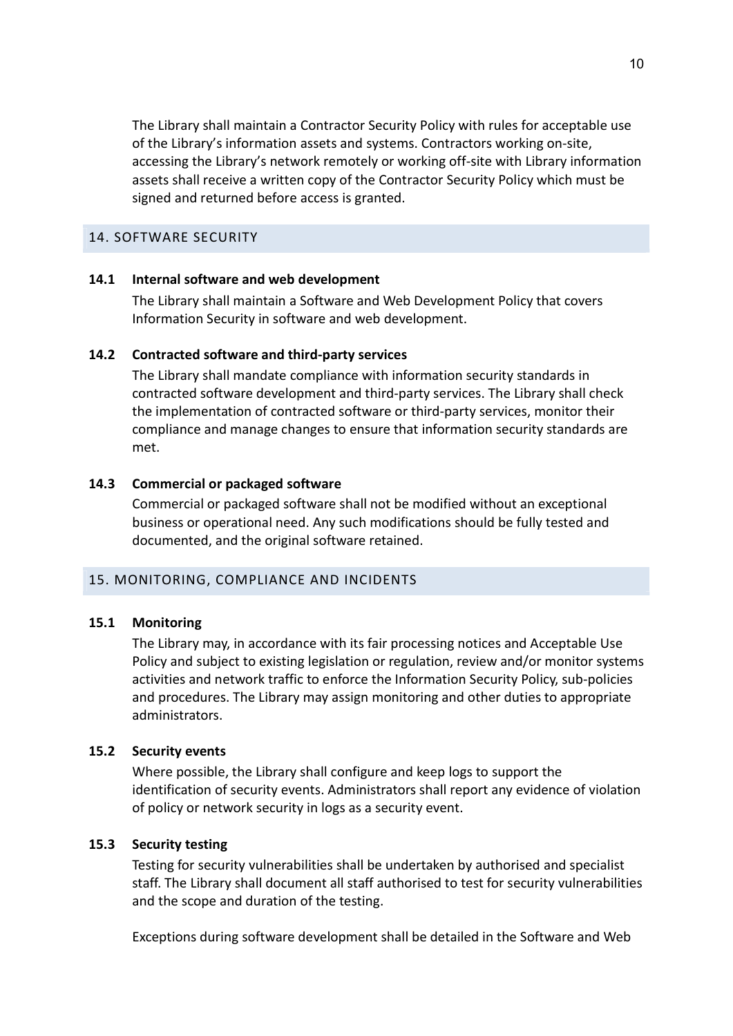The Library shall maintain a Contractor Security Policy with rules for acceptable use of the Library's information assets and systems. Contractors working on-site, accessing the Library's network remotely or working off-site with Library information assets shall receive a written copy of the Contractor Security Policy which must be signed and returned before access is granted.

## 14. SOFTWARE SECURITY

### 14.1 Internal software and web development

The Library shall maintain a Software and Web Development Policy that covers Information Security in software and web development.

### 14.2 Contracted software and third-party services

The Library shall mandate compliance with information security standards in contracted software development and third-party services. The Library shall check the implementation of contracted software or third-party services, monitor their compliance and manage changes to ensure that information security standards are met.

### 14.3 Commercial or packaged software

Commercial or packaged software shall not be modified without an exceptional business or operational need. Any such modifications should be fully tested and documented, and the original software retained.

## 15. MONITORING, COMPLIANCE AND INCIDENTS

### 15.1 Monitoring

The Library may, in accordance with its fair processing notices and Acceptable Use Policy and subject to existing legislation or regulation, review and/or monitor systems activities and network traffic to enforce the Information Security Policy, sub-policies and procedures. The Library may assign monitoring and other duties to appropriate administrators.

### 15.2 Security events

Where possible, the Library shall configure and keep logs to support the identification of security events. Administrators shall report any evidence of violation of policy or network security in logs as a security event.

### 15.3 Security testing

Testing for security vulnerabilities shall be undertaken by authorised and specialist staff. The Library shall document all staff authorised to test for security vulnerabilities and the scope and duration of the testing.

Exceptions during software development shall be detailed in the Software and Web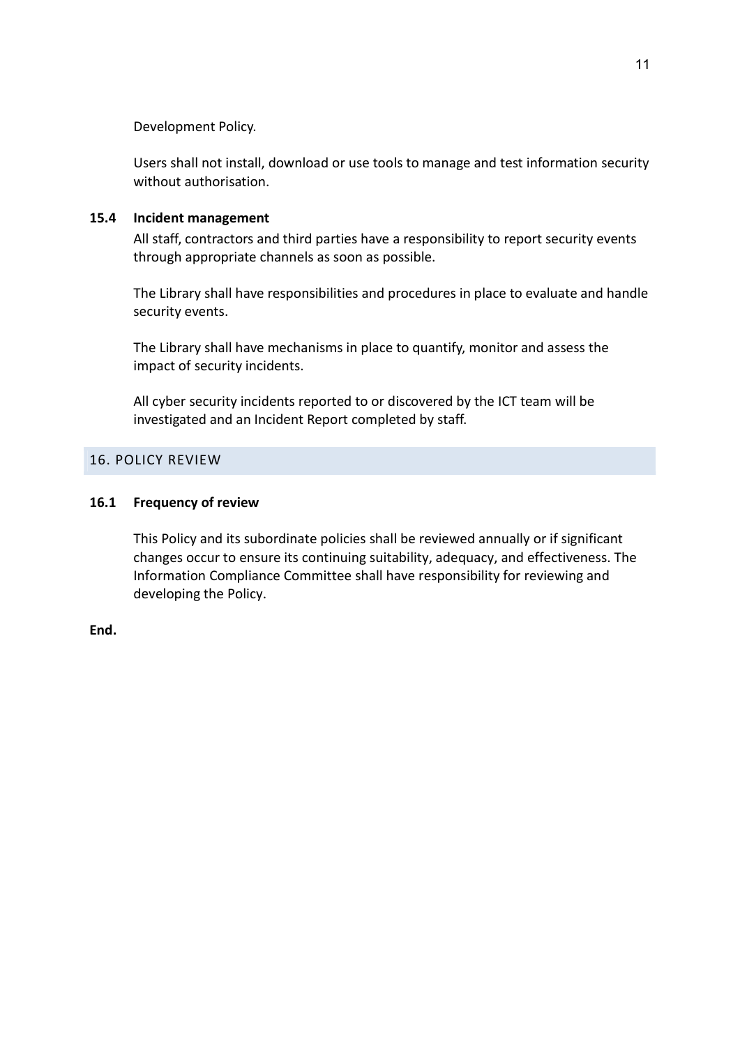Development Policy.

Users shall not install, download or use tools to manage and test information security without authorisation.

### 15.4 Incident management

All staff, contractors and third parties have a responsibility to report security events through appropriate channels as soon as possible.

The Library shall have responsibilities and procedures in place to evaluate and handle security events.

The Library shall have mechanisms in place to quantify, monitor and assess the impact of security incidents.

All cyber security incidents reported to or discovered by the ICT team will be investigated and an Incident Report completed by staff.

## 16. POLICY REVIEW

### 16.1 Frequency of review

This Policy and its subordinate policies shall be reviewed annually or if significant changes occur to ensure its continuing suitability, adequacy, and effectiveness. The Information Compliance Committee shall have responsibility for reviewing and developing the Policy.

**End.**